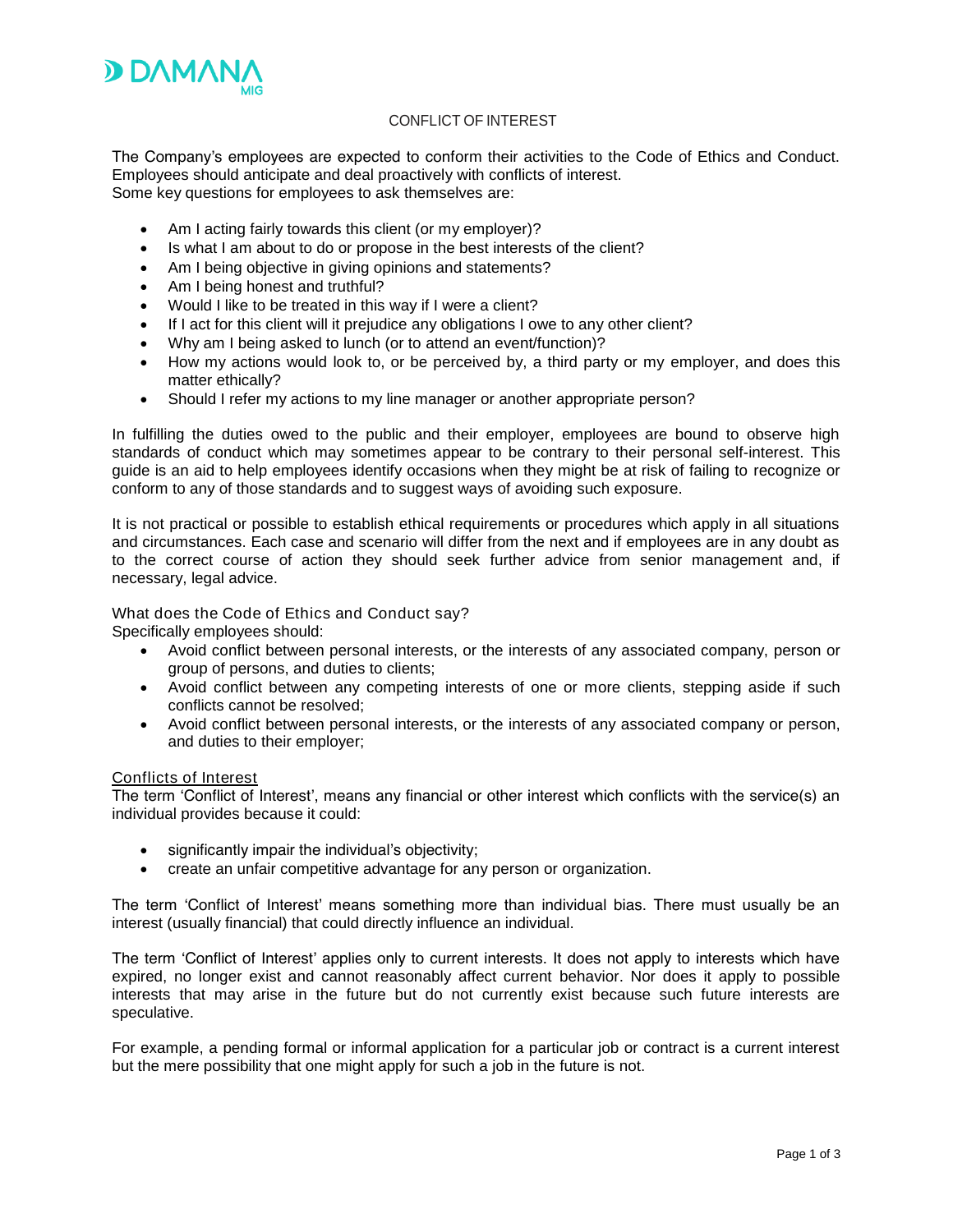# CONFLICT OF INTEREST

The Company's employees are expected to conform their activities to the Code of Ethics and Conduct. Employees should anticipate and deal proactively with conflicts of interest.
Some key questions for employees to ask themselves are:

- Am I acting fairly towards this client (or my employer)?
- Is what I am about to do or propose in the best interests of the client?
- Am I being objective in giving opinions and statements?
- Am I being honest and truthful?
- Would I like to be treated in this way if I were a client?
- If I act for this client will it prejudice any obligations I owe to any other client?
- Why am I being asked to lunch (or to attend an event/function)?
- How my actions would look to, or be perceived by, a third party or my employer, and does this matter ethically?
- Should I refer my actions to my line manager or another appropriate person?

In fulfilling the duties owed to the public and their employer, employees are bound to observe high standards of conduct which may sometimes appear to be contrary to their personal self-interest. This guide is an aid to help employees identify occasions when they might be at risk of failing to recognize or conform to any of those standards and to suggest ways of avoiding such exposure.

It is not practical or possible to establish ethical requirements or procedures which apply in all situations and circumstances. Each case and scenario will differ from the next and if employees are in any doubt as to the correct course of action they should seek further advice from senior management and, if necessary, legal advice.

## What does the Code of Ethics and Conduct say?

Specifically employees should:

- Avoid conflict between personal interests, or the interests of any associated company, person or group of persons, and duties to clients;
- Avoid conflict between any competing interests of one or more clients, stepping aside if such conflicts cannot be resolved;
- Avoid conflict between personal interests, or the interests of any associated company or person, and duties to their employer;

## Conflicts of Interest

The term 'Conflict of Interest', means any financial or other interest which conflicts with the service(s) an individual provides because it could:

- significantly impair the individual's objectivity;
- create an unfair competitive advantage for any person or organization.

The term 'Conflict of Interest' means something more than individual bias. There must usually be an interest (usually financial) that could directly influence an individual.

The term 'Conflict of Interest' applies only to current interests. It does not apply to interests which have expired, no longer exist and cannot reasonably affect current behavior. Nor does it apply to possible interests that may arise in the future but do not currently exist because such future interests are speculative.

For example, a pending formal or informal application for a particular job or contract is a current interest but the mere possibility that one might apply for such a job in the future is not.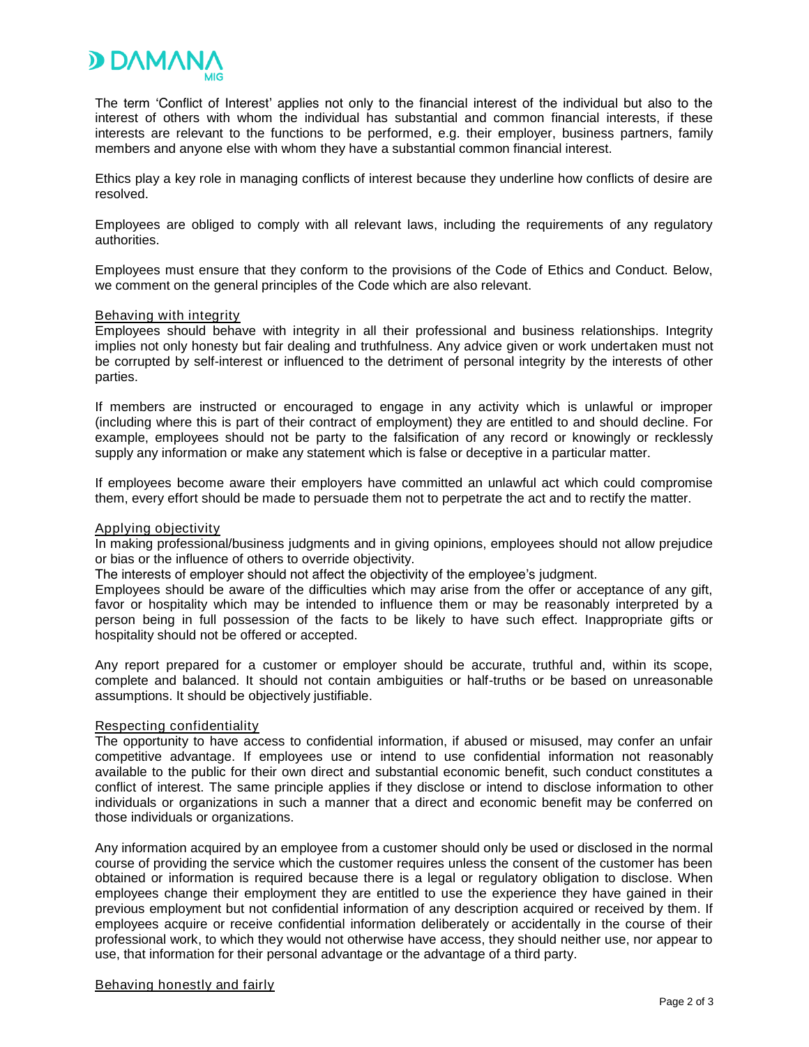The term 'Conflict of Interest' applies not only to the financial interest of the individual but also to the interest of others with whom the individual has substantial and common financial interests, if these interests are relevant to the functions to be performed, e.g. their employer, business partners, family members and anyone else with whom they have a substantial common financial interest.

Ethics play a key role in managing conflicts of interest because they underline how conflicts of desire are resolved.

Employees are obliged to comply with all relevant laws, including the requirements of any regulatory authorities.

Employees must ensure that they conform to the provisions of the Code of Ethics and Conduct. Below, we comment on the general principles of the Code which are also relevant.

### Behaving with integrity

Employees should behave with integrity in all their professional and business relationships. Integrity implies not only honesty but fair dealing and truthfulness. Any advice given or work undertaken must not be corrupted by self-interest or influenced to the detriment of personal integrity by the interests of other parties.

If members are instructed or encouraged to engage in any activity which is unlawful or improper (including where this is part of their contract of employment) they are entitled to and should decline. For example, employees should not be party to the falsification of any record or knowingly or recklessly supply any information or make any statement which is false or deceptive in a particular matter.

If employees become aware their employers have committed an unlawful act which could compromise them, every effort should be made to persuade them not to perpetrate the act and to rectify the matter.

### Applying objectivity

In making professional/business judgments and in giving opinions, employees should not allow prejudice or bias or the influence of others to override objectivity.

The interests of employer should not affect the objectivity of the employee's judgment.

Employees should be aware of the difficulties which may arise from the offer or acceptance of any gift, favor or hospitality which may be intended to influence them or may be reasonably interpreted by a person being in full possession of the facts to be likely to have such effect. Inappropriate gifts or hospitality should not be offered or accepted.

Any report prepared for a customer or employer should be accurate, truthful and, within its scope, complete and balanced. It should not contain ambiguities or half-truths or be based on unreasonable assumptions. It should be objectively justifiable.

### Respecting confidentiality

The opportunity to have access to confidential information, if abused or misused, may confer an unfair competitive advantage. If employees use or intend to use confidential information not reasonably available to the public for their own direct and substantial economic benefit, such conduct constitutes a conflict of interest. The same principle applies if they disclose or intend to disclose information to other individuals or organizations in such a manner that a direct and economic benefit may be conferred on those individuals or organizations.

Any information acquired by an employee from a customer should only be used or disclosed in the normal course of providing the service which the customer requires unless the consent of the customer has been obtained or information is required because there is a legal or regulatory obligation to disclose. When employees change their employment they are entitled to use the experience they have gained in their previous employment but not confidential information of any description acquired or received by them. If employees acquire or receive confidential information deliberately or accidentally in the course of their professional work, to which they would not otherwise have access, they should neither use, nor appear to use, that information for their personal advantage or the advantage of a third party.

### Behaving honestly and fairly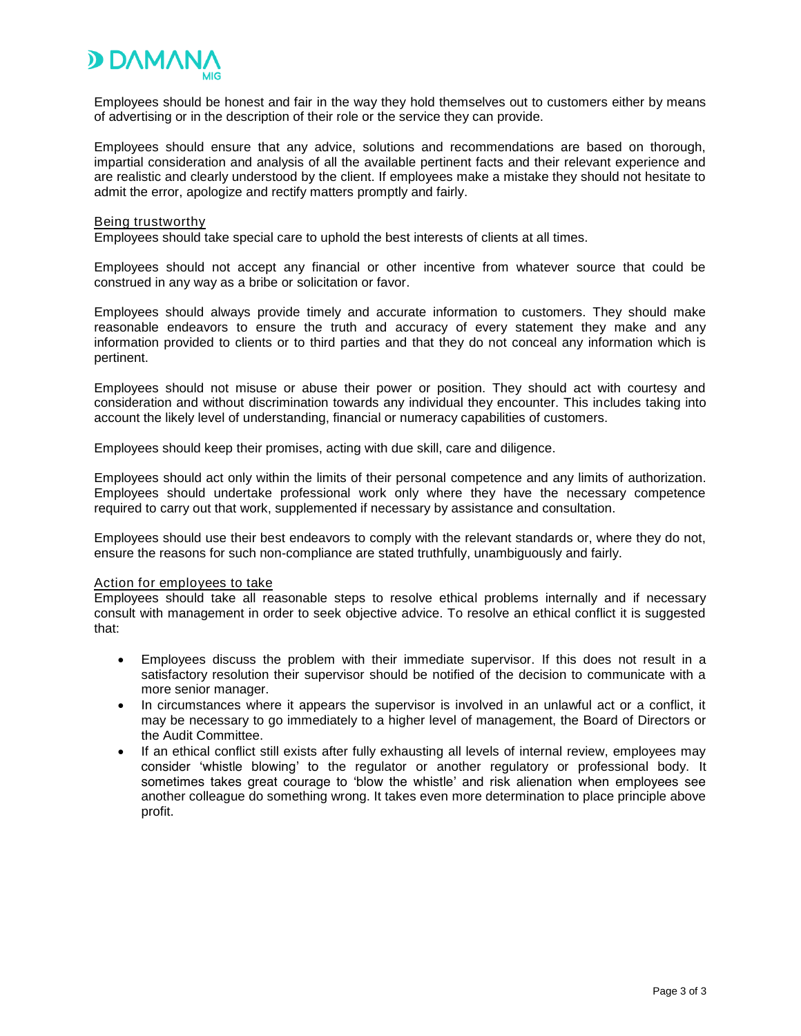Employees should be honest and fair in the way they hold themselves out to customers either by means of advertising or in the description of their role or the service they can provide.

Employees should ensure that any advice, solutions and recommendations are based on thorough, impartial consideration and analysis of all the available pertinent facts and their relevant experience and are realistic and clearly understood by the client. If employees make a mistake they should not hesitate to admit the error, apologize and rectify matters promptly and fairly.

## Being trustworthy

Employees should take special care to uphold the best interests of clients at all times.

Employees should not accept any financial or other incentive from whatever source that could be construed in any way as a bribe or solicitation or favor.

Employees should always provide timely and accurate information to customers. They should make reasonable endeavors to ensure the truth and accuracy of every statement they make and any information provided to clients or to third parties and that they do not conceal any information which is pertinent.

Employees should not misuse or abuse their power or position. They should act with courtesy and consideration and without discrimination towards any individual they encounter. This includes taking into account the likely level of understanding, financial or numeracy capabilities of customers.

Employees should keep their promises, acting with due skill, care and diligence.

Employees should act only within the limits of their personal competence and any limits of authorization. Employees should undertake professional work only where they have the necessary competence required to carry out that work, supplemented if necessary by assistance and consultation.

Employees should use their best endeavors to comply with the relevant standards or, where they do not, ensure the reasons for such non-compliance are stated truthfully, unambiguously and fairly.

## Action for employees to take

Employees should take all reasonable steps to resolve ethical problems internally and if necessary consult with management in order to seek objective advice. To resolve an ethical conflict it is suggested that:

- Employees discuss the problem with their immediate supervisor. If this does not result in a satisfactory resolution their supervisor should be notified of the decision to communicate with a more senior manager.
- In circumstances where it appears the supervisor is involved in an unlawful act or a conflict, it may be necessary to go immediately to a higher level of management, the Board of Directors or the Audit Committee.
- If an ethical conflict still exists after fully exhausting all levels of internal review, employees may consider 'whistle blowing' to the regulator or another regulatory or professional body. It sometimes takes great courage to 'blow the whistle' and risk alienation when employees see another colleague do something wrong. It takes even more determination to place principle above profit.